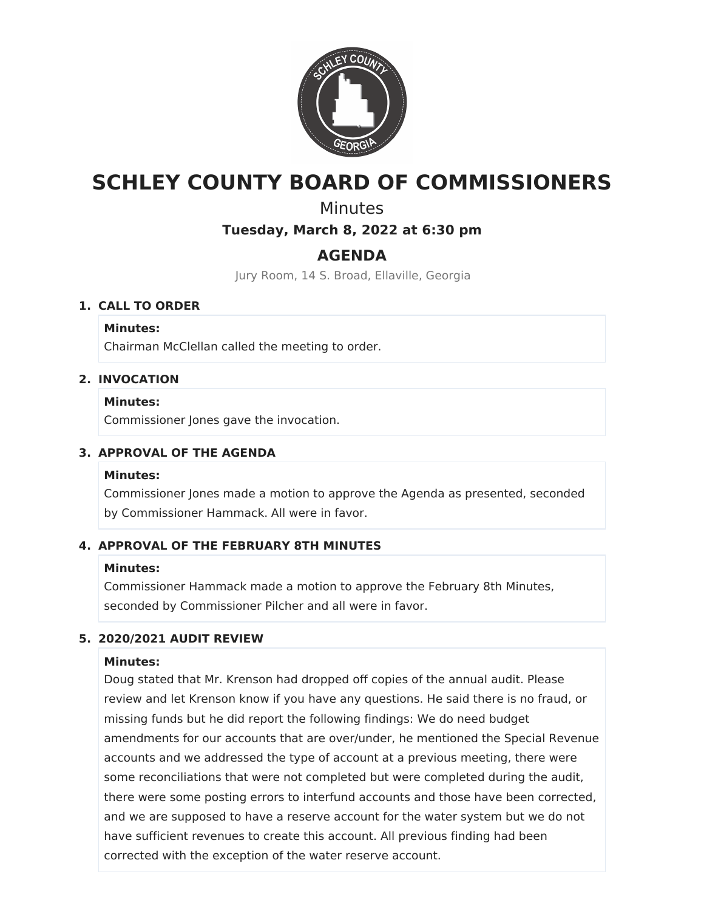# SCHLEY COUNTY BOARD OF COMMISSIONERS

Minutes

**Tuesday, March 8, 2022 at 6:30 pm**

## AGENDA

Jury Room, 14 S. Broad, Ellaville, Georgia

1. **CALL TO ORDER**

   **Minutes:**
   Chairman McClellan called the meeting to order.

2. **INVOCATION**

   **Minutes:**
   Commissioner Jones gave the invocation.

3. **APPROVAL OF THE AGENDA**

   **Minutes:**
   Commissioner Jones made a motion to approve the Agenda as presented, seconded by Commissioner Hammack. All were in favor.

4. **APPROVAL OF THE FEBRUARY 8TH MINUTES**

   **Minutes:**
   Commissioner Hammack made a motion to approve the February 8th Minutes, seconded by Commissioner Pilcher and all were in favor.

5. **2020/2021 AUDIT REVIEW**

   **Minutes:**
   Doug stated that Mr. Krenson had dropped off copies of the annual audit. Please review and let Krenson know if you have any questions. He said there is no fraud, or missing funds but he did report the following findings: We do need budget amendments for our accounts that are over/under, he mentioned the Special Revenue accounts and we addressed the type of account at a previous meeting, there were some reconciliations that were not completed but were completed during the audit, there were some posting errors to interfund accounts and those have been corrected, and we are supposed to have a reserve account for the water system but we do not have sufficient revenues to create this account. All previous finding had been corrected with the exception of the water reserve account.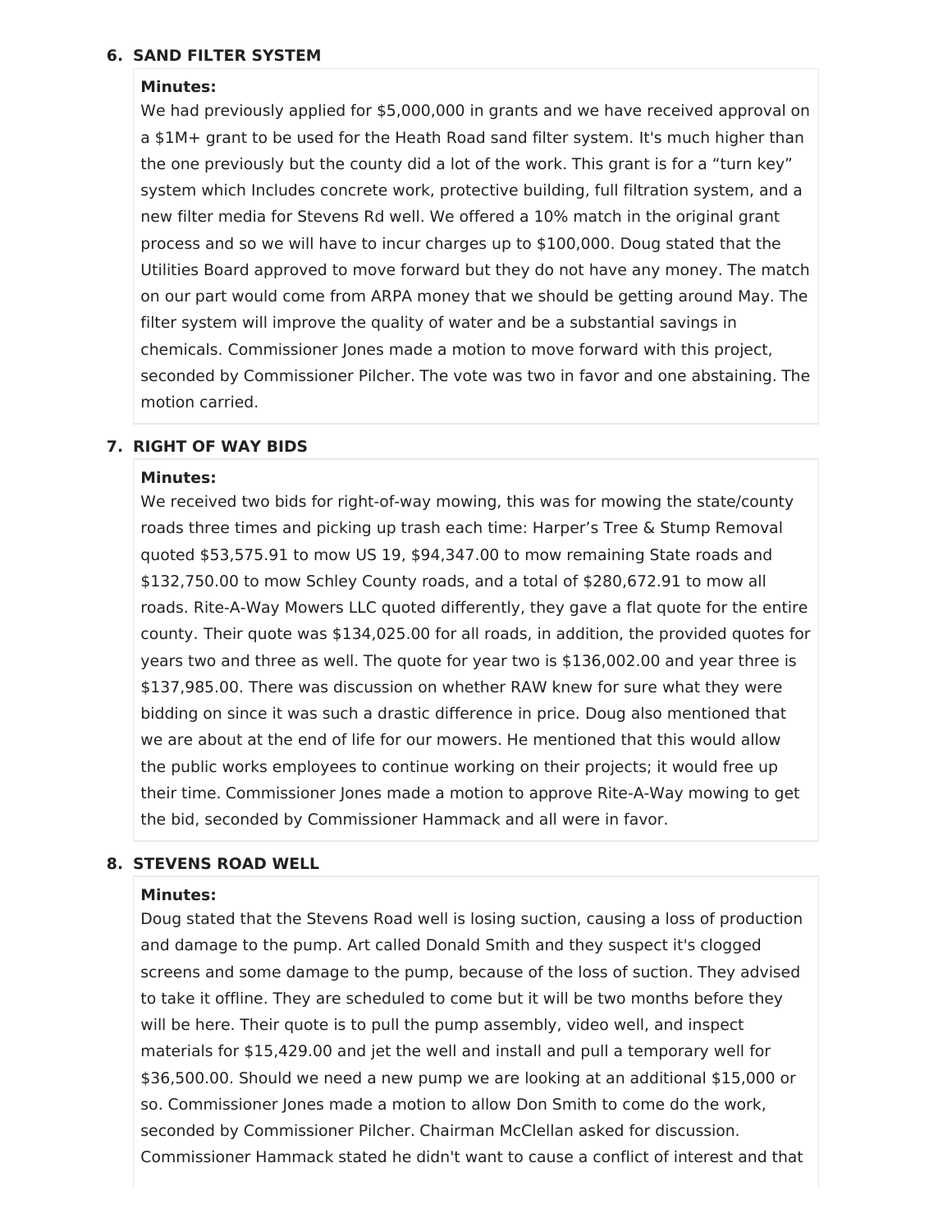6. **SAND FILTER SYSTEM**

**Minutes:**

We had previously applied for $5,000,000 in grants and we have received approval on a $1M+ grant to be used for the Heath Road sand filter system. It's much higher than the one previously but the county did a lot of the work. This grant is for a "turn key" system which Includes concrete work, protective building, full filtration system, and a new filter media for Stevens Rd well. We offered a 10% match in the original grant process and so we will have to incur charges up to $100,000. Doug stated that the Utilities Board approved to move forward but they do not have any money. The match on our part would come from ARPA money that we should be getting around May. The filter system will improve the quality of water and be a substantial savings in chemicals. Commissioner Jones made a motion to move forward with this project, seconded by Commissioner Pilcher. The vote was two in favor and one abstaining. The motion carried.

7. **RIGHT OF WAY BIDS**

**Minutes:**

We received two bids for right-of-way mowing, this was for mowing the state/county roads three times and picking up trash each time: Harper's Tree & Stump Removal quoted $53,575.91 to mow US 19, $94,347.00 to mow remaining State roads and $132,750.00 to mow Schley County roads, and a total of $280,672.91 to mow all roads. Rite-A-Way Mowers LLC quoted differently, they gave a flat quote for the entire county. Their quote was $134,025.00 for all roads, in addition, the provided quotes for years two and three as well. The quote for year two is $136,002.00 and year three is $137,985.00. There was discussion on whether RAW knew for sure what they were bidding on since it was such a drastic difference in price. Doug also mentioned that we are about at the end of life for our mowers. He mentioned that this would allow the public works employees to continue working on their projects; it would free up their time. Commissioner Jones made a motion to approve Rite-A-Way mowing to get the bid, seconded by Commissioner Hammack and all were in favor.

8. **STEVENS ROAD WELL**

**Minutes:**

Doug stated that the Stevens Road well is losing suction, causing a loss of production and damage to the pump. Art called Donald Smith and they suspect it's clogged screens and some damage to the pump, because of the loss of suction. They advised to take it offline. They are scheduled to come but it will be two months before they will be here. Their quote is to pull the pump assembly, video well, and inspect materials for $15,429.00 and jet the well and install and pull a temporary well for $36,500.00. Should we need a new pump we are looking at an additional $15,000 or so. Commissioner Jones made a motion to allow Don Smith to come do the work, seconded by Commissioner Pilcher. Chairman McClellan asked for discussion. Commissioner Hammack stated he didn't want to cause a conflict of interest and that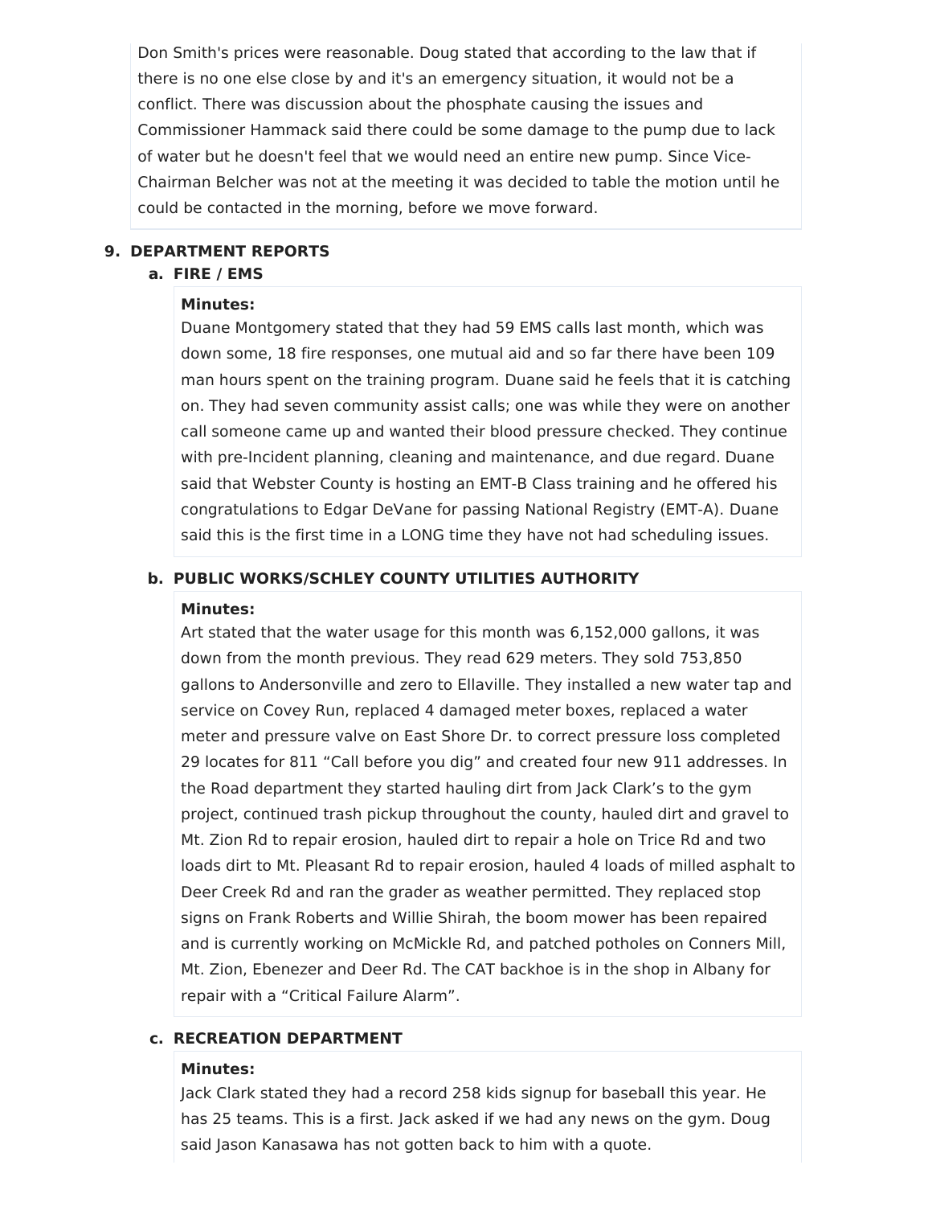Don Smith's prices were reasonable. Doug stated that according to the law that if there is no one else close by and it's an emergency situation, it would not be a conflict. There was discussion about the phosphate causing the issues and Commissioner Hammack said there could be some damage to the pump due to lack of water but he doesn't feel that we would need an entire new pump. Since Vice-Chairman Belcher was not at the meeting it was decided to table the motion until he could be contacted in the morning, before we move forward.

## 9. DEPARTMENT REPORTS

### a. FIRE / EMS

**Minutes:**

Duane Montgomery stated that they had 59 EMS calls last month, which was down some, 18 fire responses, one mutual aid and so far there have been 109 man hours spent on the training program. Duane said he feels that it is catching on. They had seven community assist calls; one was while they were on another call someone came up and wanted their blood pressure checked. They continue with pre-Incident planning, cleaning and maintenance, and due regard. Duane said that Webster County is hosting an EMT-B Class training and he offered his congratulations to Edgar DeVane for passing National Registry (EMT-A). Duane said this is the first time in a LONG time they have not had scheduling issues.

### b. PUBLIC WORKS/SCHLEY COUNTY UTILITIES AUTHORITY

**Minutes:**

Art stated that the water usage for this month was 6,152,000 gallons, it was down from the month previous. They read 629 meters. They sold 753,850 gallons to Andersonville and zero to Ellaville. They installed a new water tap and service on Covey Run, replaced 4 damaged meter boxes, replaced a water meter and pressure valve on East Shore Dr. to correct pressure loss completed 29 locates for 811 “Call before you dig” and created four new 911 addresses. In the Road department they started hauling dirt from Jack Clark’s to the gym project, continued trash pickup throughout the county, hauled dirt and gravel to Mt. Zion Rd to repair erosion, hauled dirt to repair a hole on Trice Rd and two loads dirt to Mt. Pleasant Rd to repair erosion, hauled 4 loads of milled asphalt to Deer Creek Rd and ran the grader as weather permitted. They replaced stop signs on Frank Roberts and Willie Shirah, the boom mower has been repaired and is currently working on McMickle Rd, and patched potholes on Conners Mill, Mt. Zion, Ebenezer and Deer Rd. The CAT backhoe is in the shop in Albany for repair with a “Critical Failure Alarm”.

### c. RECREATION DEPARTMENT

**Minutes:**

Jack Clark stated they had a record 258 kids signup for baseball this year. He has 25 teams. This is a first. Jack asked if we had any news on the gym. Doug said Jason Kanasawa has not gotten back to him with a quote.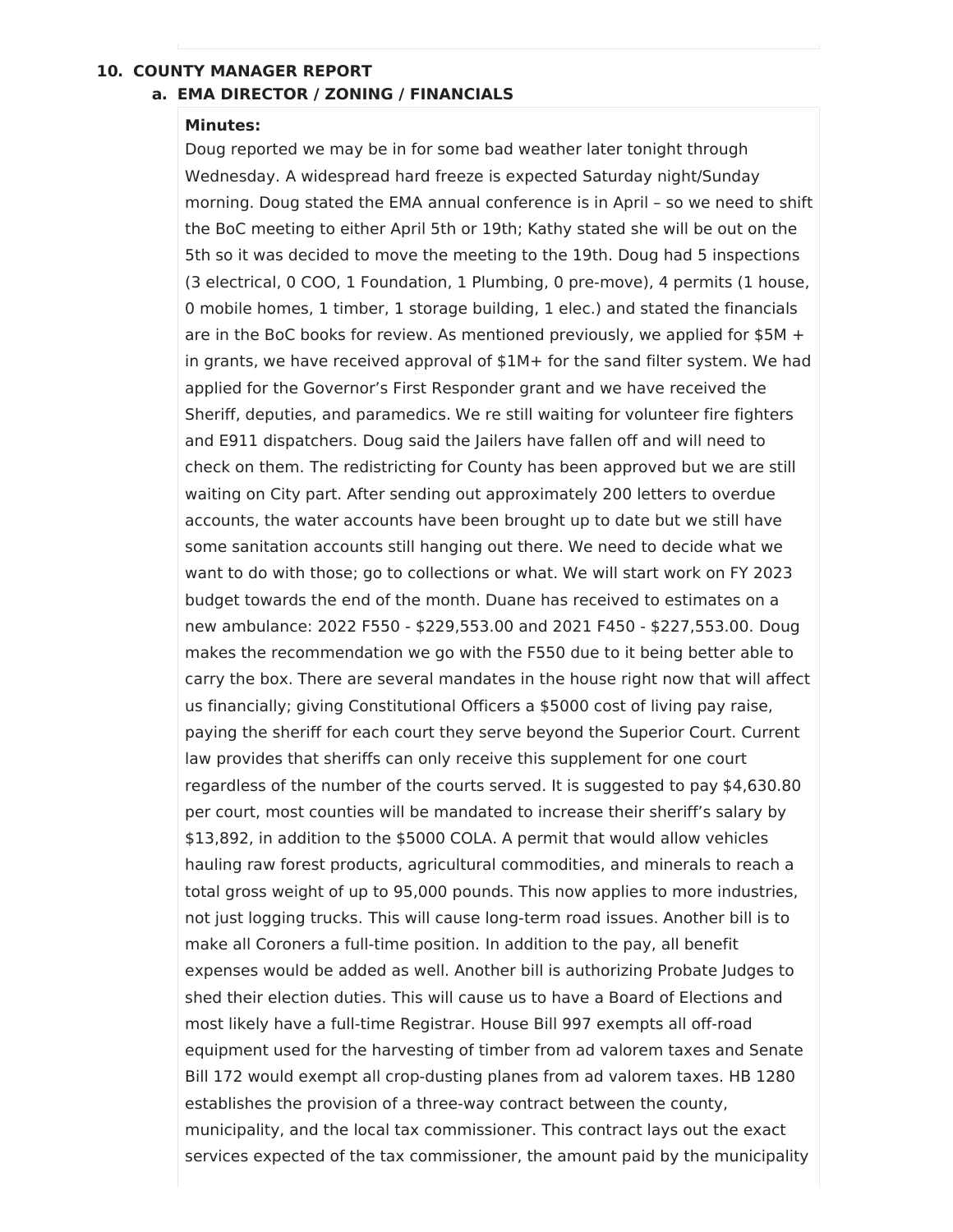## 10. COUNTY MANAGER REPORT

### a. EMA DIRECTOR / ZONING / FINANCIALS

**Minutes:**

Doug reported we may be in for some bad weather later tonight through Wednesday. A widespread hard freeze is expected Saturday night/Sunday morning. Doug stated the EMA annual conference is in April – so we need to shift the BoC meeting to either April 5th or 19th; Kathy stated she will be out on the 5th so it was decided to move the meeting to the 19th. Doug had 5 inspections (3 electrical, 0 COO, 1 Foundation, 1 Plumbing, 0 pre-move), 4 permits (1 house, 0 mobile homes, 1 timber, 1 storage building, 1 elec.) and stated the financials are in the BoC books for review. As mentioned previously, we applied for $5M + in grants, we have received approval of $1M+ for the sand filter system. We had applied for the Governor's First Responder grant and we have received the Sheriff, deputies, and paramedics. We re still waiting for volunteer fire fighters and E911 dispatchers. Doug said the Jailers have fallen off and will need to check on them. The redistricting for County has been approved but we are still waiting on City part. After sending out approximately 200 letters to overdue accounts, the water accounts have been brought up to date but we still have some sanitation accounts still hanging out there. We need to decide what we want to do with those; go to collections or what. We will start work on FY 2023 budget towards the end of the month. Duane has received to estimates on a new ambulance: 2022 F550 - $229,553.00 and 2021 F450 - $227,553.00. Doug makes the recommendation we go with the F550 due to it being better able to carry the box. There are several mandates in the house right now that will affect us financially; giving Constitutional Officers a $5000 cost of living pay raise, paying the sheriff for each court they serve beyond the Superior Court. Current law provides that sheriffs can only receive this supplement for one court regardless of the number of the courts served. It is suggested to pay $4,630.80 per court, most counties will be mandated to increase their sheriff's salary by $13,892, in addition to the $5000 COLA. A permit that would allow vehicles hauling raw forest products, agricultural commodities, and minerals to reach a total gross weight of up to 95,000 pounds. This now applies to more industries, not just logging trucks. This will cause long-term road issues. Another bill is to make all Coroners a full-time position. In addition to the pay, all benefit expenses would be added as well. Another bill is authorizing Probate Judges to shed their election duties. This will cause us to have a Board of Elections and most likely have a full-time Registrar. House Bill 997 exempts all off-road equipment used for the harvesting of timber from ad valorem taxes and Senate Bill 172 would exempt all crop-dusting planes from ad valorem taxes. HB 1280 establishes the provision of a three-way contract between the county, municipality, and the local tax commissioner. This contract lays out the exact services expected of the tax commissioner, the amount paid by the municipality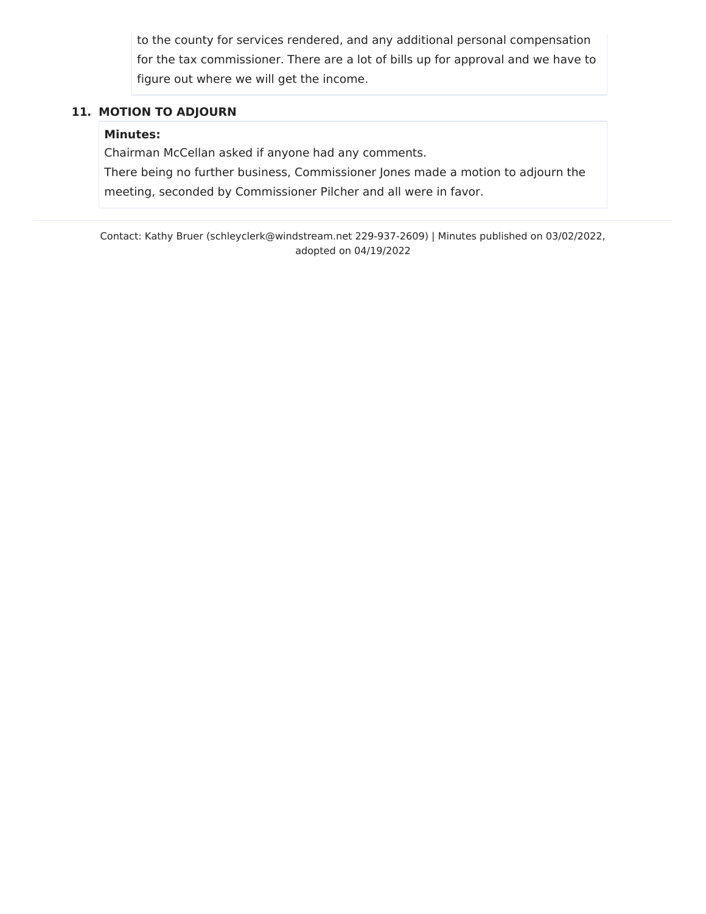to the county for services rendered, and any additional personal compensation for the tax commissioner. There are a lot of bills up for approval and we have to figure out where we will get the income.

### 11. MOTION TO ADJOURN

**Minutes:**

Chairman McCellan asked if anyone had any comments.

There being no further business, Commissioner Jones made a motion to adjourn the meeting, seconded by Commissioner Pilcher and all were in favor.

Contact: Kathy Bruer (schleyclerk@windstream.net 229-937-2609) | Minutes published on 03/02/2022, adopted on 04/19/2022